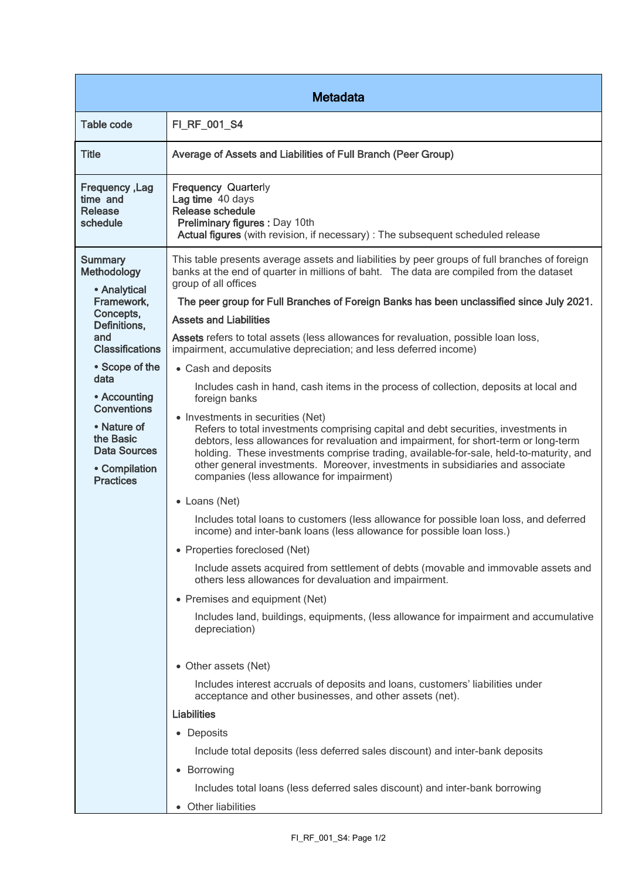| Metadata | |
|---|---|
| Table code | FI_RF_001_S4 |
| Title | Average of Assets and Liabilities of Full Branch (Peer Group) |
| Frequency ,Lag time and Release schedule | **Frequency** Quarterly<br>**Lag time** 40 days<br>**Release schedule**<br>**Preliminary figures :** Day 10th<br>**Actual figures** (with revision, if necessary) : The subsequent scheduled release |
| Summary Methodology<br>• Analytical Framework, Concepts, Definitions, and Classifications<br>• Scope of the data<br>• Accounting Conventions<br>• Nature of the Basic Data Sources<br>• Compilation Practices | This table presents average assets and liabilities by peer groups of full branches of foreign banks at the end of quarter in millions of baht. The data are compiled from the dataset group of all offices<br>**The peer group for Full Branches of Foreign Banks has been unclassified since July 2021.**<br>**Assets and Liabilities**<br>**Assets** refers to total assets (less allowances for revaluation, possible loan loss, impairment, accumulative depreciation; and less deferred income)<br>• Cash and deposits<br>Includes cash in hand, cash items in the process of collection, deposits at local and foreign banks<br>• Investments in securities (Net)<br>Refers to total investments comprising capital and debt securities, investments in debtors, less allowances for revaluation and impairment, for short-term or long-term holding. These investments comprise trading, available-for-sale, held-to-maturity, and other general investments. Moreover, investments in subsidiaries and associate companies (less allowance for impairment)<br>• Loans (Net)<br>Includes total loans to customers (less allowance for possible loan loss, and deferred income) and inter-bank loans (less allowance for possible loan loss.)<br>• Properties foreclosed (Net)<br>Include assets acquired from settlement of debts (movable and immovable assets and others less allowances for devaluation and impairment.<br>• Premises and equipment (Net)<br>Includes land, buildings, equipments, (less allowance for impairment and accumulative depreciation)<br>• Other assets (Net)<br>Includes interest accruals of deposits and loans, customers' liabilities under acceptance and other businesses, and other assets (net).<br>**Liabilities**<br>• Deposits<br>Include total deposits (less deferred sales discount) and inter-bank deposits<br>• Borrowing<br>Includes total loans (less deferred sales discount) and inter-bank borrowing<br>• Other liabilities |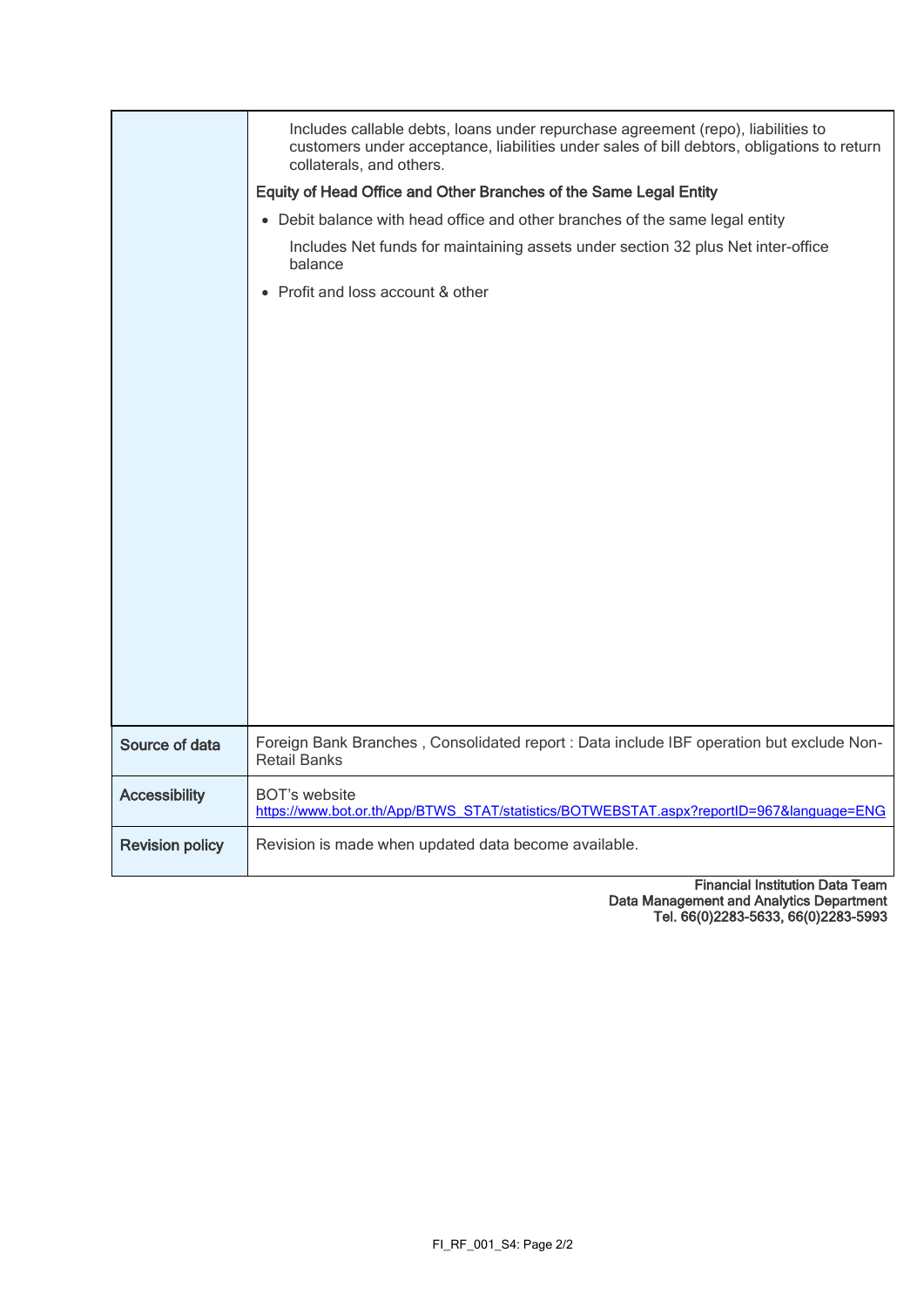| | |
|---|---|
| | Includes callable debts, loans under repurchase agreement (repo), liabilities to customers under acceptance, liabilities under sales of bill debtors, obligations to return collaterals, and others.<br>**Equity of Head Office and Other Branches of the Same Legal Entity**<br>• Debit balance with head office and other branches of the same legal entity<br>Includes Net funds for maintaining assets under section 32 plus Net inter-office balance<br>• Profit and loss account & other |
| **Source of data** | Foreign Bank Branches , Consolidated report : Data include IBF operation but exclude Non-Retail Banks |
| **Accessibility** | BOT's website<br>https://www.bot.or.th/App/BTWS_STAT/statistics/BOTWEBSTAT.aspx?reportID=967&language=ENG |
| **Revision policy** | Revision is made when updated data become available. |

**Financial Institution Data Team**
**Data Management and Analytics Department**
**Tel. 66(0)2283-5633, 66(0)2283-5993**

FI_RF_001_S4: Page 2/2